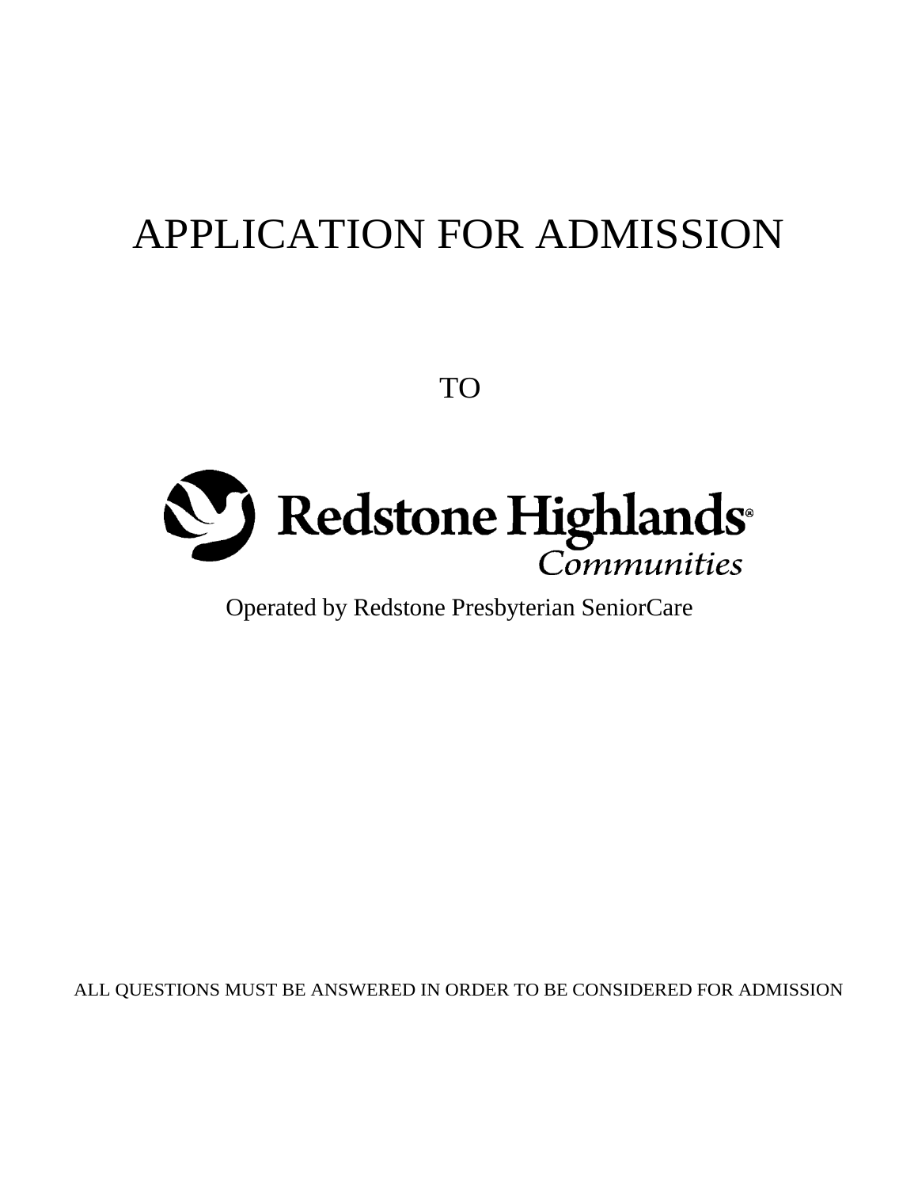# APPLICATION FOR ADMISSION

TO

Redstone Highlands®
*Communities*

Operated by Redstone Presbyterian SeniorCare

ALL QUESTIONS MUST BE ANSWERED IN ORDER TO BE CONSIDERED FOR ADMISSION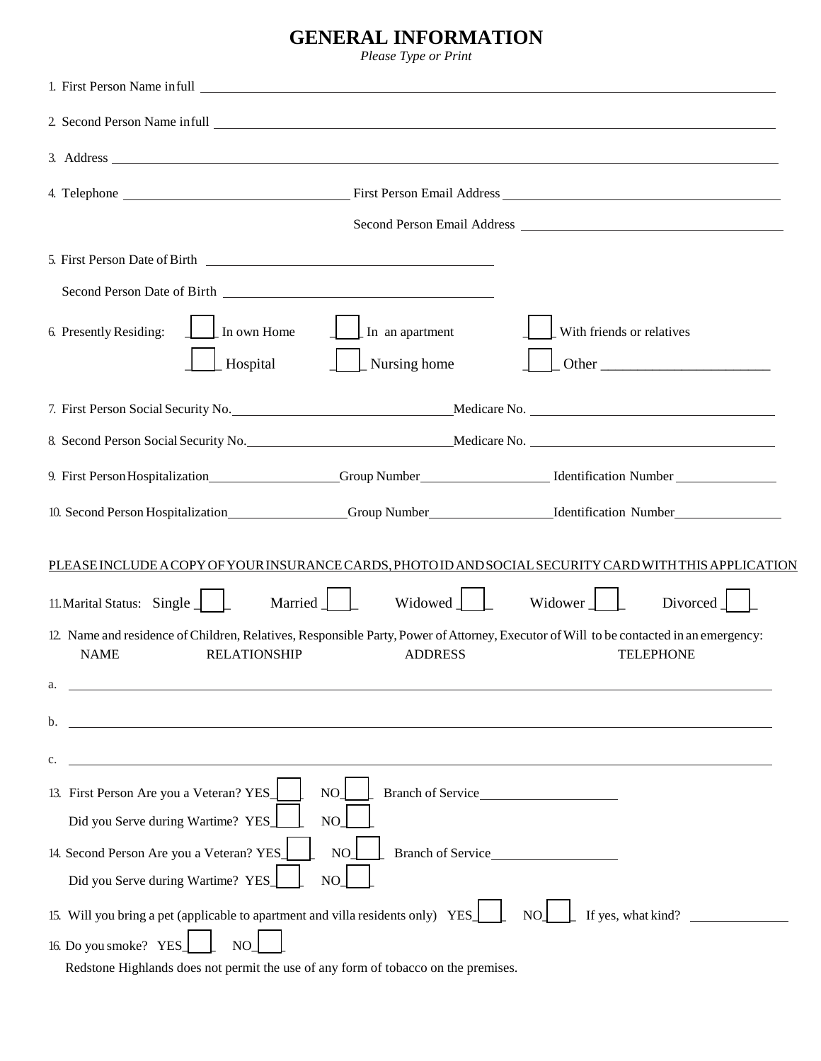# GENERAL INFORMATION

*Please Type or Print*

1. First Person Name in full ____________________________________________

2. Second Person Name in full ____________________________________________

3. Address ____________________________________________

4. Telephone ____________________ First Person Email Address ____________________

   Second Person Email Address ____________________

5. First Person Date of Birth ____________________

   Second Person Date of Birth ____________________

6. Presently Residing: ☐ In own Home ☐ In an apartment ☐ With friends or relatives

   ☐ Hospital ☐ Nursing home ☐ Other ____________________

7. First Person Social Security No. ____________________ Medicare No. ____________________

8. Second Person Social Security No. ____________________ Medicare No. ____________________

9. First Person Hospitalization ____________ Group Number ____________ Identification Number ____________

10. Second Person Hospitalization ____________ Group Number ____________ Identification Number ____________

<u>PLEASE INCLUDE A COPY OF YOUR INSURANCE CARDS, PHOTO ID AND SOCIAL SECURITY CARD WITH THIS APPLICATION</u>

11. Marital Status: Single ☐ Married ☐ Widowed ☐ Widower ☐ Divorced ☐

12. Name and residence of Children, Relatives, Responsible Party, Power of Attorney, Executor of Will to be contacted in an emergency:

| NAME | RELATIONSHIP | ADDRESS | TELEPHONE |
|---|---|---|---|
| a. | | | |
| b. | | | |
| c. | | | |

13. First Person Are you a Veteran? YES ☐ NO ☐ Branch of Service ____________________

    Did you Serve during Wartime? YES ☐ NO ☐

14. Second Person Are you a Veteran? YES ☐ NO ☐ Branch of Service ____________________

    Did you Serve during Wartime? YES ☐ NO ☐

15. Will you bring a pet (applicable to apartment and villa residents only) YES ☐ NO ☐ If yes, what kind? ____________

16. Do you smoke? YES ☐ NO ☐

    Redstone Highlands does not permit the use of any form of tobacco on the premises.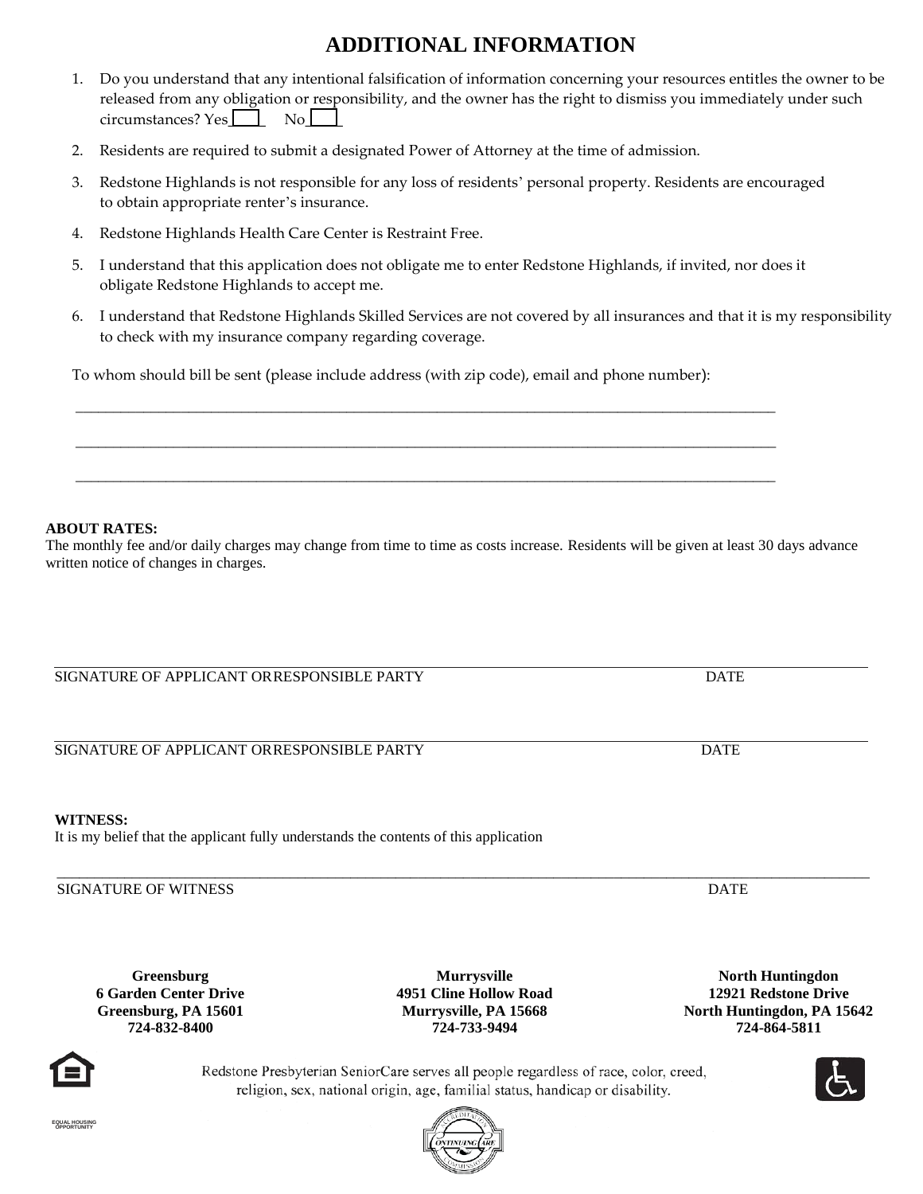# ADDITIONAL INFORMATION

1. Do you understand that any intentional falsification of information concerning your resources entitles the owner to be released from any obligation or responsibility, and the owner has the right to dismiss you immediately under such circumstances? Yes____ No____
2. Residents are required to submit a designated Power of Attorney at the time of admission.
3. Redstone Highlands is not responsible for any loss of residents' personal property. Residents are encouraged to obtain appropriate renter's insurance.
4. Redstone Highlands Health Care Center is Restraint Free.
5. I understand that this application does not obligate me to enter Redstone Highlands, if invited, nor does it obligate Redstone Highlands to accept me.
6. I understand that Redstone Highlands Skilled Services are not covered by all insurances and that it is my responsibility to check with my insurance company regarding coverage.

To whom should bill be sent (please include address (with zip code), email and phone number):

_______________________________________________________________________________

_______________________________________________________________________________

_______________________________________________________________________________

**ABOUT RATES:**
The monthly fee and/or daily charges may change from time to time as costs increase. Residents will be given at least 30 days advance written notice of changes in charges.

_______________________________________________________________________________
SIGNATURE OF APPLICANT OR RESPONSIBLE PARTY DATE

_______________________________________________________________________________
SIGNATURE OF APPLICANT OR RESPONSIBLE PARTY DATE

**WITNESS:**
It is my belief that the applicant fully understands the contents of this application

_______________________________________________________________________________
SIGNATURE OF WITNESS DATE

**Greensburg**
**6 Garden Center Drive**
**Greensburg, PA 15601**
**724-832-8400**

**Murrysville**
**4951 Cline Hollow Road**
**Murrysville, PA 15668**
**724-733-9494**

**North Huntingdon**
**12921 Redstone Drive**
**North Huntingdon, PA 15642**
**724-864-5811**

EQUAL HOUSING OPPORTUNITY

Redstone Presbyterian SeniorCare serves all people regardless of race, color, creed, religion, sex, national origin, age, familial status, handicap or disability.